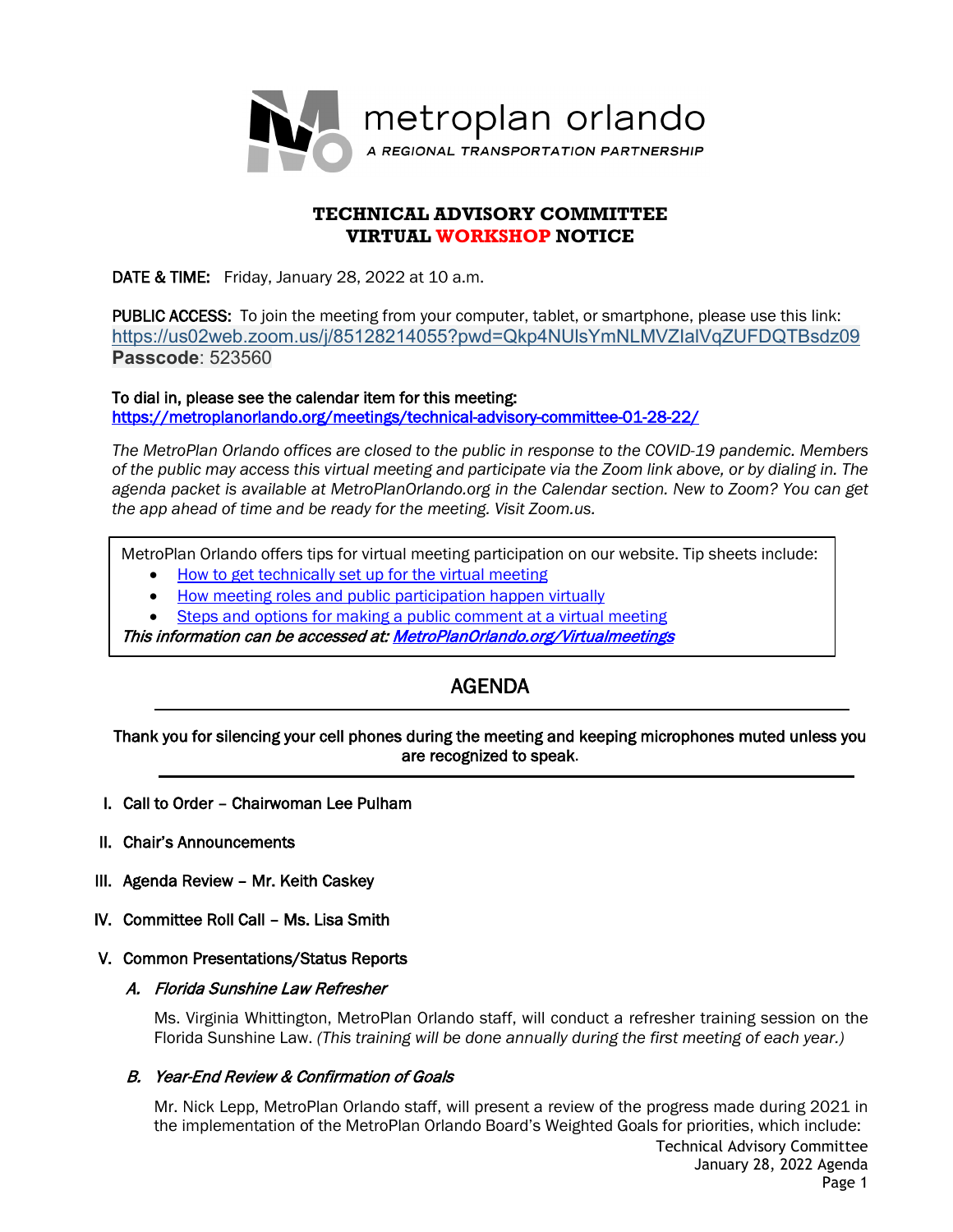metroplan orlando

*A REGIONAL TRANSPORTATION PARTNERSHIP*

# TECHNICAL ADVISORY COMMITTEE
# VIRTUAL WORKSHOP NOTICE

**DATE & TIME:** Friday, January 28, 2022 at 10 a.m.

**PUBLIC ACCESS:** To join the meeting from your computer, tablet, or smartphone, please use this link: https://us02web.zoom.us/j/85128214055?pwd=Qkp4NUlsYmNLMVZIalVqZUFDQTBsdz09
**Passcode**: 523560

**To dial in, please see the calendar item for this meeting:**
https://metroplanorlando.org/meetings/technical-advisory-committee-01-28-22/

*The MetroPlan Orlando offices are closed to the public in response to the COVID-19 pandemic. Members of the public may access this virtual meeting and participate via the Zoom link above, or by dialing in. The agenda packet is available at MetroPlanOrlando.org in the Calendar section. New to Zoom? You can get the app ahead of time and be ready for the meeting. Visit Zoom.us.*

MetroPlan Orlando offers tips for virtual meeting participation on our website. Tip sheets include:

- How to get technically set up for the virtual meeting
- How meeting roles and public participation happen virtually
- Steps and options for making a public comment at a virtual meeting

***This information can be accessed at: MetroPlanOrlando.org/Virtualmeetings***

## AGENDA

**Thank you for silencing your cell phones during the meeting and keeping microphones muted unless you are recognized to speak.**

I. **Call to Order – Chairwoman Lee Pulham**

II. **Chair's Announcements**

III. **Agenda Review – Mr. Keith Caskey**

IV. **Committee Roll Call – Ms. Lisa Smith**

V. **Common Presentations/Status Reports**

*A. Florida Sunshine Law Refresher*

Ms. Virginia Whittington, MetroPlan Orlando staff, will conduct a refresher training session on the Florida Sunshine Law. *(This training will be done annually during the first meeting of each year.)*

*B. Year-End Review & Confirmation of Goals*

Mr. Nick Lepp, MetroPlan Orlando staff, will present a review of the progress made during 2021 in the implementation of the MetroPlan Orlando Board's Weighted Goals for priorities, which include: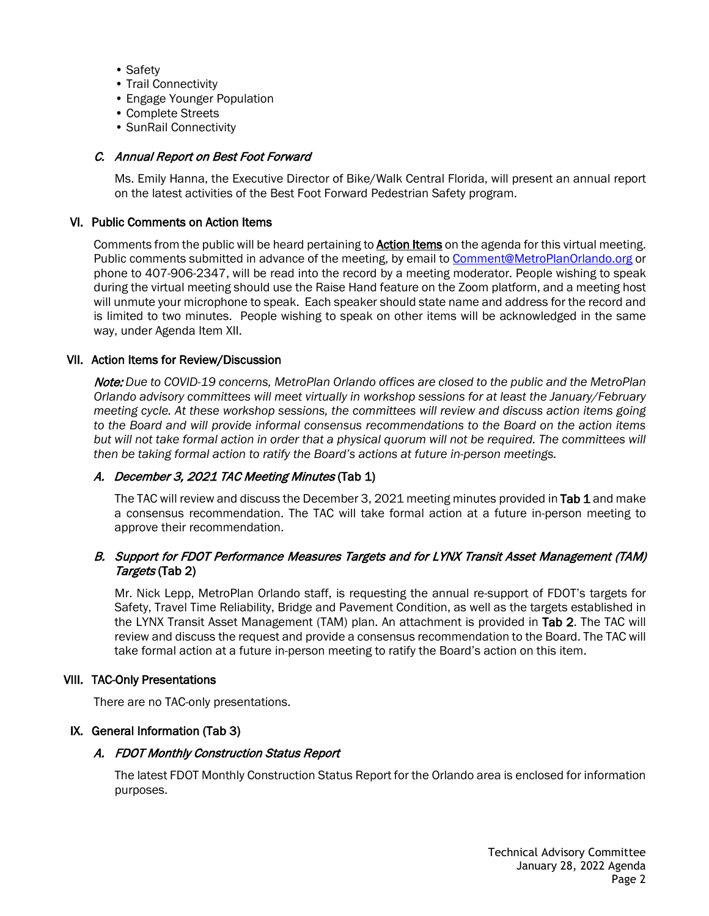- Safety
- Trail Connectivity
- Engage Younger Population
- Complete Streets
- SunRail Connectivity

### C. *Annual Report on Best Foot Forward*

Ms. Emily Hanna, the Executive Director of Bike/Walk Central Florida, will present an annual report on the latest activities of the Best Foot Forward Pedestrian Safety program.

## VI. Public Comments on Action Items

Comments from the public will be heard pertaining to **Action Items** on the agenda for this virtual meeting. Public comments submitted in advance of the meeting, by email to Comment@MetroPlanOrlando.org or phone to 407-906-2347, will be read into the record by a meeting moderator. People wishing to speak during the virtual meeting should use the Raise Hand feature on the Zoom platform, and a meeting host will unmute your microphone to speak. Each speaker should state name and address for the record and is limited to two minutes. People wishing to speak on other items will be acknowledged in the same way, under Agenda Item XII.

## VII. Action Items for Review/Discussion

***Note:*** *Due to COVID-19 concerns, MetroPlan Orlando offices are closed to the public and the MetroPlan Orlando advisory committees will meet virtually in workshop sessions for at least the January/February meeting cycle. At these workshop sessions, the committees will review and discuss action items going to the Board and will provide informal consensus recommendations to the Board on the action items but will not take formal action in order that a physical quorum will not be required. The committees will then be taking formal action to ratify the Board's actions at future in-person meetings.*

### A. *December 3, 2021 TAC Meeting Minutes* (Tab 1)

The TAC will review and discuss the December 3, 2021 meeting minutes provided in **Tab 1** and make a consensus recommendation. The TAC will take formal action at a future in-person meeting to approve their recommendation.

### B. *Support for FDOT Performance Measures Targets and for LYNX Transit Asset Management (TAM) Targets* (Tab 2)

Mr. Nick Lepp, MetroPlan Orlando staff, is requesting the annual re-support of FDOT's targets for Safety, Travel Time Reliability, Bridge and Pavement Condition, as well as the targets established in the LYNX Transit Asset Management (TAM) plan. An attachment is provided in **Tab 2**. The TAC will review and discuss the request and provide a consensus recommendation to the Board. The TAC will take formal action at a future in-person meeting to ratify the Board's action on this item.

## VIII. TAC-Only Presentations

There are no TAC-only presentations.

## IX. General Information (Tab 3)

### A. *FDOT Monthly Construction Status Report*

The latest FDOT Monthly Construction Status Report for the Orlando area is enclosed for information purposes.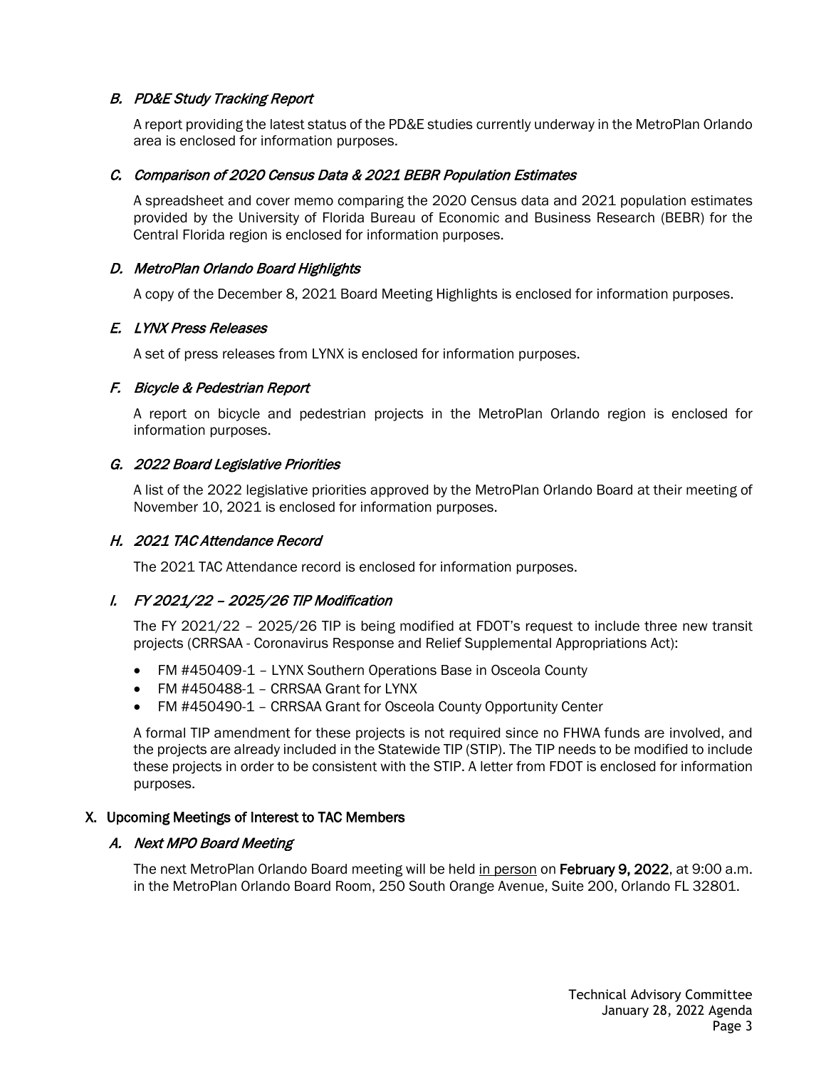### *B. PD&E Study Tracking Report*

A report providing the latest status of the PD&E studies currently underway in the MetroPlan Orlando area is enclosed for information purposes.

### *C. Comparison of 2020 Census Data & 2021 BEBR Population Estimates*

A spreadsheet and cover memo comparing the 2020 Census data and 2021 population estimates provided by the University of Florida Bureau of Economic and Business Research (BEBR) for the Central Florida region is enclosed for information purposes.

### *D. MetroPlan Orlando Board Highlights*

A copy of the December 8, 2021 Board Meeting Highlights is enclosed for information purposes.

### *E. LYNX Press Releases*

A set of press releases from LYNX is enclosed for information purposes.

### *F. Bicycle & Pedestrian Report*

A report on bicycle and pedestrian projects in the MetroPlan Orlando region is enclosed for information purposes.

### *G. 2022 Board Legislative Priorities*

A list of the 2022 legislative priorities approved by the MetroPlan Orlando Board at their meeting of November 10, 2021 is enclosed for information purposes.

### *H. 2021 TAC Attendance Record*

The 2021 TAC Attendance record is enclosed for information purposes.

### *I. FY 2021/22 – 2025/26 TIP Modification*

The FY 2021/22 – 2025/26 TIP is being modified at FDOT's request to include three new transit projects (CRRSAA - Coronavirus Response and Relief Supplemental Appropriations Act):

- FM #450409-1 – LYNX Southern Operations Base in Osceola County
- FM #450488-1 – CRRSAA Grant for LYNX
- FM #450490-1 – CRRSAA Grant for Osceola County Opportunity Center

A formal TIP amendment for these projects is not required since no FHWA funds are involved, and the projects are already included in the Statewide TIP (STIP). The TIP needs to be modified to include these projects in order to be consistent with the STIP. A letter from FDOT is enclosed for information purposes.

## X. Upcoming Meetings of Interest to TAC Members

### *A. Next MPO Board Meeting*

The next MetroPlan Orlando Board meeting will be held in person on **February 9, 2022**, at 9:00 a.m. in the MetroPlan Orlando Board Room, 250 South Orange Avenue, Suite 200, Orlando FL 32801.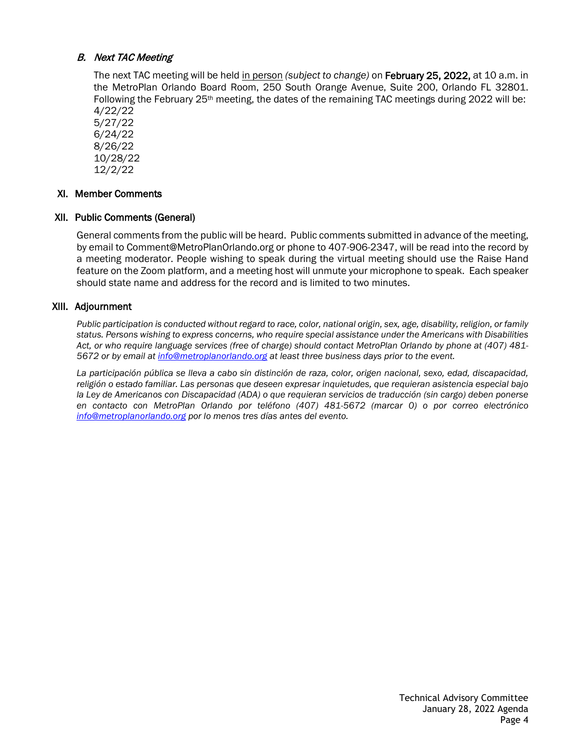### *B. Next TAC Meeting*

The next TAC meeting will be held in person *(subject to change)* on **February 25, 2022,** at 10 a.m. in the MetroPlan Orlando Board Room, 250 South Orange Avenue, Suite 200, Orlando FL 32801. Following the February 25th meeting, the dates of the remaining TAC meetings during 2022 will be:

4/22/22
5/27/22
6/24/22
8/26/22
10/28/22
12/2/22

## XI. Member Comments

## XII. Public Comments (General)

General comments from the public will be heard. Public comments submitted in advance of the meeting, by email to Comment@MetroPlanOrlando.org or phone to 407-906-2347, will be read into the record by a meeting moderator. People wishing to speak during the virtual meeting should use the Raise Hand feature on the Zoom platform, and a meeting host will unmute your microphone to speak. Each speaker should state name and address for the record and is limited to two minutes.

## XIII. Adjournment

*Public participation is conducted without regard to race, color, national origin, sex, age, disability, religion, or family status. Persons wishing to express concerns, who require special assistance under the Americans with Disabilities Act, or who require language services (free of charge) should contact MetroPlan Orlando by phone at (407) 481-5672 or by email at info@metroplanorlando.org at least three business days prior to the event.*

*La participación pública se lleva a cabo sin distinción de raza, color, origen nacional, sexo, edad, discapacidad, religión o estado familiar. Las personas que deseen expresar inquietudes, que requieran asistencia especial bajo la Ley de Americanos con Discapacidad (ADA) o que requieran servicios de traducción (sin cargo) deben ponerse en contacto con MetroPlan Orlando por teléfono (407) 481-5672 (marcar 0) o por correo electrónico info@metroplanorlando.org por lo menos tres días antes del evento.*